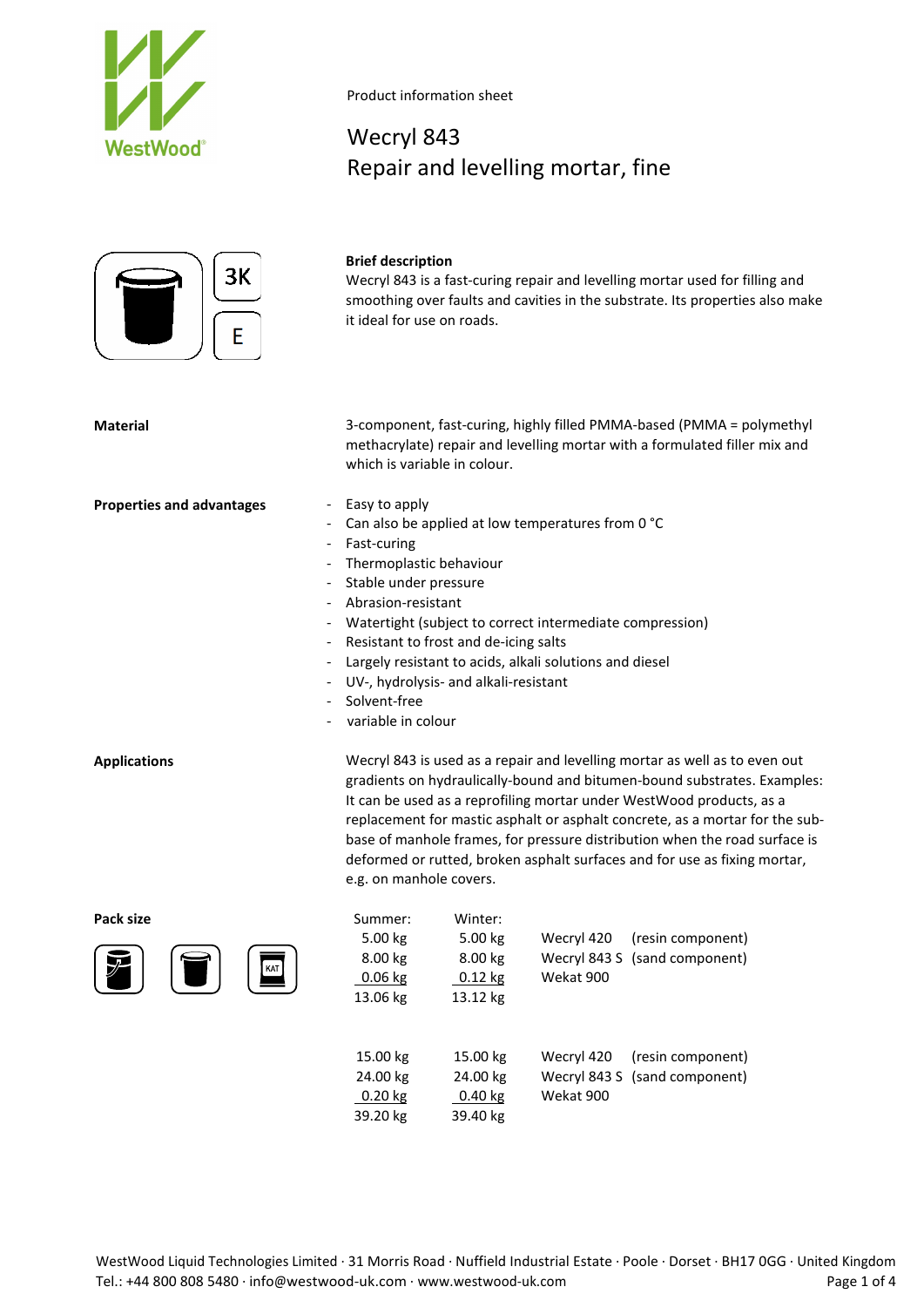Product information sheet

# Wecryl 843
## Repair and levelling mortar, fine

3K

E

### Brief description

Wecryl 843 is a fast-curing repair and levelling mortar used for filling and smoothing over faults and cavities in the substrate. Its properties also make it ideal for use on roads.

### Material

3-component, fast-curing, highly filled PMMA-based (PMMA = polymethyl methacrylate) repair and levelling mortar with a formulated filler mix and which is variable in colour.

### Properties and advantages

- Easy to apply
- Can also be applied at low temperatures from 0 °C
- Fast-curing
- Thermoplastic behaviour
- Stable under pressure
- Abrasion-resistant
- Watertight (subject to correct intermediate compression)
- Resistant to frost and de-icing salts
- Largely resistant to acids, alkali solutions and diesel
- UV-, hydrolysis- and alkali-resistant
- Solvent-free
- variable in colour

### Applications

Wecryl 843 is used as a repair and levelling mortar as well as to even out gradients on hydraulically-bound and bitumen-bound substrates. Examples: It can be used as a reprofiling mortar under WestWood products, as a replacement for mastic asphalt or asphalt concrete, as a mortar for the sub-base of manhole frames, for pressure distribution when the road surface is deformed or rutted, broken asphalt surfaces and for use as fixing mortar, e.g. on manhole covers.

### Pack size

| Summer: | Winter: | | |
|---|---|---|---|
| 5.00 kg | 5.00 kg | Wecryl 420 | (resin component) |
| 8.00 kg | 8.00 kg | Wecryl 843 S | (sand component) |
| 0.06 kg | 0.12 kg | Wekat 900 | |
| 13.06 kg | 13.12 kg | | |
| | | | |
| 15.00 kg | 15.00 kg | Wecryl 420 | (resin component) |
| 24.00 kg | 24.00 kg | Wecryl 843 S | (sand component) |
| 0.20 kg | 0.40 kg | Wekat 900 | |
| 39.20 kg | 39.40 kg | | |

WestWood Liquid Technologies Limited · 31 Morris Road · Nuffield Industrial Estate · Poole · Dorset · BH17 0GG · United Kingdom
Tel.: +44 800 808 5480 · info@westwood-uk.com · www.westwood-uk.com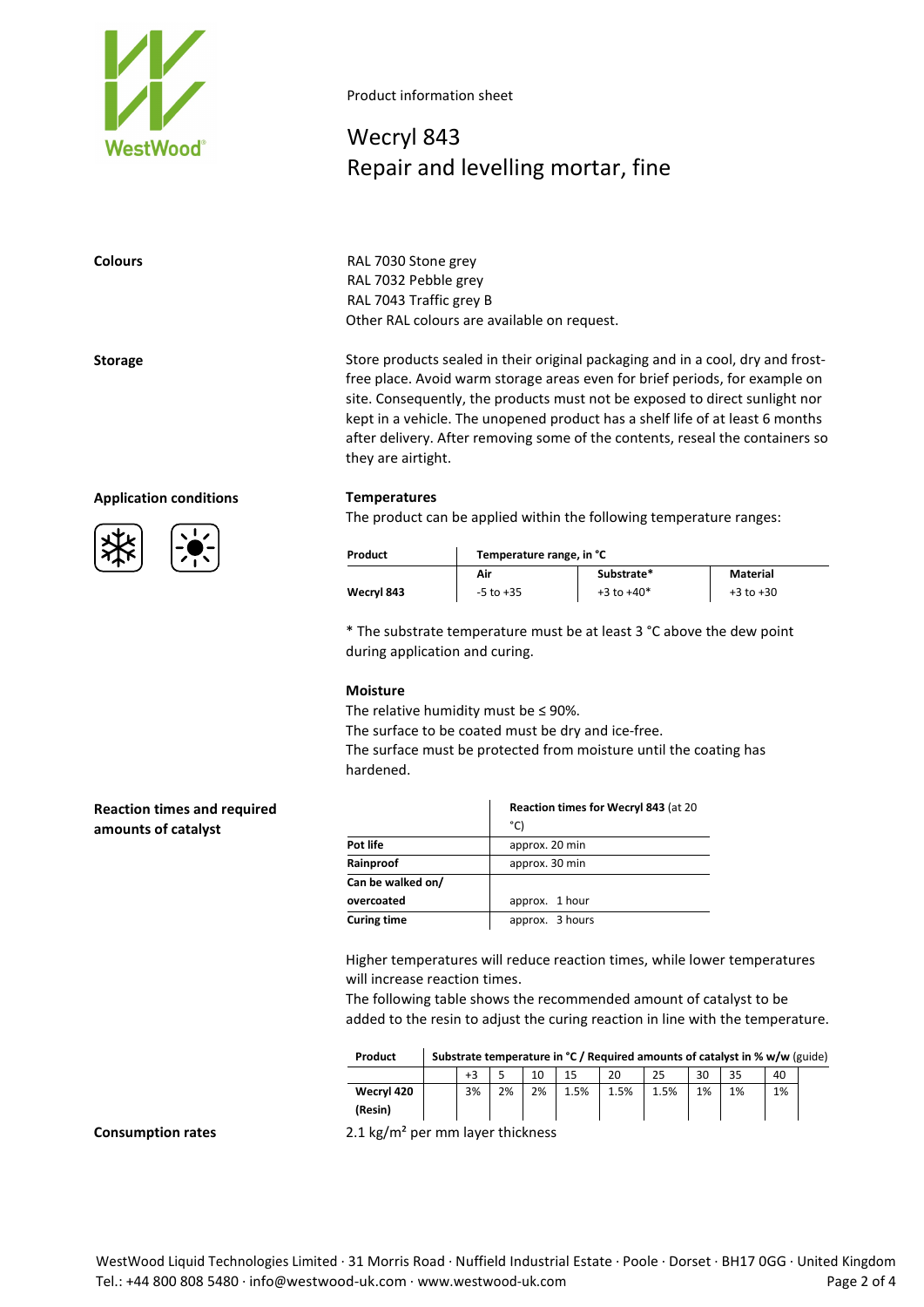Product information sheet

# Wecryl 843
# Repair and levelling mortar, fine

**Colours**

RAL 7030 Stone grey
RAL 7032 Pebble grey
RAL 7043 Traffic grey B
Other RAL colours are available on request.

**Storage**

Store products sealed in their original packaging and in a cool, dry and frost-free place. Avoid warm storage areas even for brief periods, for example on site. Consequently, the products must not be exposed to direct sunlight nor kept in a vehicle. The unopened product has a shelf life of at least 6 months after delivery. After removing some of the contents, reseal the containers so they are airtight.

**Application conditions**

**Temperatures**

The product can be applied within the following temperature ranges:

| Product | Temperature range, in °C | | |
|---|---|---|---|
| | Air | Substrate* | Material |
| Wecryl 843 | -5 to +35 | +3 to +40* | +3 to +30 |

* The substrate temperature must be at least 3 °C above the dew point during application and curing.

**Moisture**

The relative humidity must be ≤ 90%.
The surface to be coated must be dry and ice-free.
The surface must be protected from moisture until the coating has hardened.

**Reaction times and required amounts of catalyst**

| | Reaction times for Wecryl 843 (at 20 °C) |
|---|---|
| Pot life | approx. 20 min |
| Rainproof | approx. 30 min |
| Can be walked on/ overcoated | approx. 1 hour |
| Curing time | approx. 3 hours |

Higher temperatures will reduce reaction times, while lower temperatures will increase reaction times.
The following table shows the recommended amount of catalyst to be added to the resin to adjust the curing reaction in line with the temperature.

| Product | Substrate temperature in °C / Required amounts of catalyst in % w/w (guide) | | | | | | | | | |
|---|---|---|---|---|---|---|---|---|---|---|
| | | +3 | 5 | 10 | 15 | 20 | 25 | 30 | 35 | 40 |
| Wecryl 420 (Resin) | | 3% | 2% | 2% | 1.5% | 1.5% | 1.5% | 1% | 1% | 1% |

**Consumption rates**

2.1 kg/m² per mm layer thickness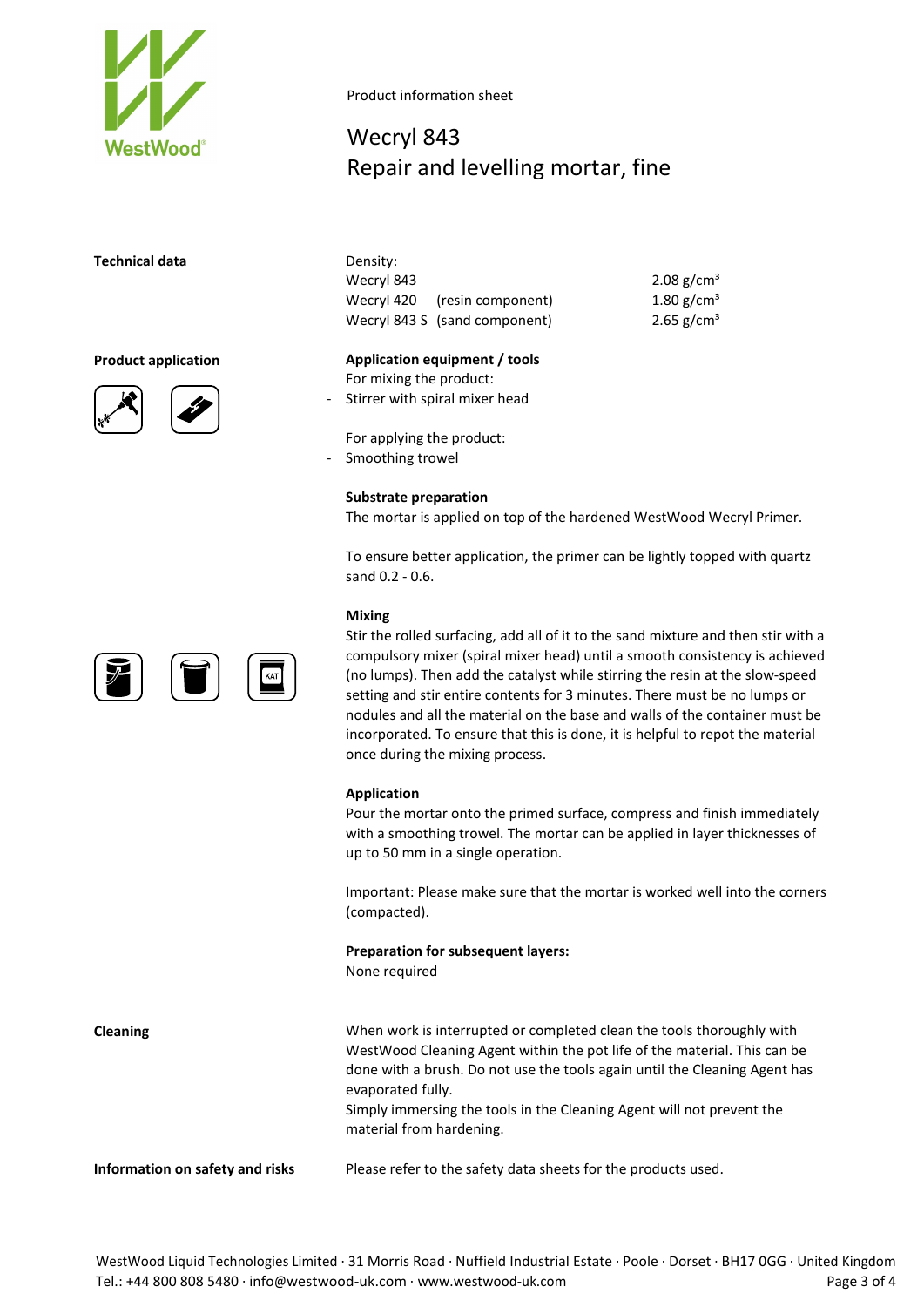Product information sheet

# Wecryl 843
## Repair and levelling mortar, fine

### Technical data

Density:

| Product | Component | Density |
|---|---|---|
| Wecryl 843 | | 2.08 g/cm³ |
| Wecryl 420 | (resin component) | 1.80 g/cm³ |
| Wecryl 843 S | (sand component) | 2.65 g/cm³ |

### Product application

**Application equipment / tools**

For mixing the product:

- Stirrer with spiral mixer head

For applying the product:

- Smoothing trowel

**Substrate preparation**

The mortar is applied on top of the hardened WestWood Wecryl Primer.

To ensure better application, the primer can be lightly topped with quartz sand 0.2 - 0.6.

**Mixing**

Stir the rolled surfacing, add all of it to the sand mixture and then stir with a compulsory mixer (spiral mixer head) until a smooth consistency is achieved (no lumps). Then add the catalyst while stirring the resin at the slow-speed setting and stir entire contents for 3 minutes. There must be no lumps or nodules and all the material on the base and walls of the container must be incorporated. To ensure that this is done, it is helpful to repot the material once during the mixing process.

**Application**

Pour the mortar onto the primed surface, compress and finish immediately with a smoothing trowel. The mortar can be applied in layer thicknesses of up to 50 mm in a single operation.

Important: Please make sure that the mortar is worked well into the corners (compacted).

**Preparation for subsequent layers:**

None required

### Cleaning

When work is interrupted or completed clean the tools thoroughly with WestWood Cleaning Agent within the pot life of the material. This can be done with a brush. Do not use the tools again until the Cleaning Agent has evaporated fully.
Simply immersing the tools in the Cleaning Agent will not prevent the material from hardening.

### Information on safety and risks

Please refer to the safety data sheets for the products used.

WestWood Liquid Technologies Limited · 31 Morris Road · Nuffield Industrial Estate · Poole · Dorset · BH17 0GG · United Kingdom
Tel.: +44 800 808 5480 · info@westwood-uk.com · www.westwood-uk.com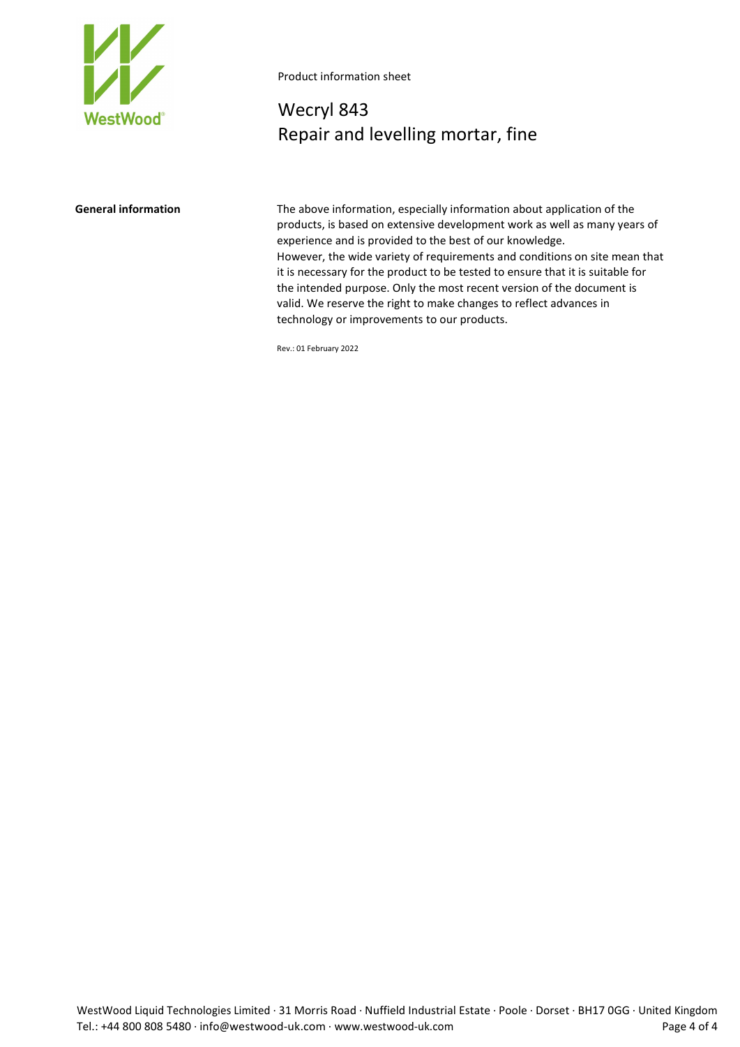Product information sheet

# Wecryl 843
## Repair and levelling mortar, fine

**General information**

The above information, especially information about application of the products, is based on extensive development work as well as many years of experience and is provided to the best of our knowledge.
However, the wide variety of requirements and conditions on site mean that it is necessary for the product to be tested to ensure that it is suitable for the intended purpose. Only the most recent version of the document is valid. We reserve the right to make changes to reflect advances in technology or improvements to our products.

Rev.: 01 February 2022

WestWood Liquid Technologies Limited · 31 Morris Road · Nuffield Industrial Estate · Poole · Dorset · BH17 0GG · United Kingdom
Tel.: +44 800 808 5480 · info@westwood-uk.com · www.westwood-uk.com